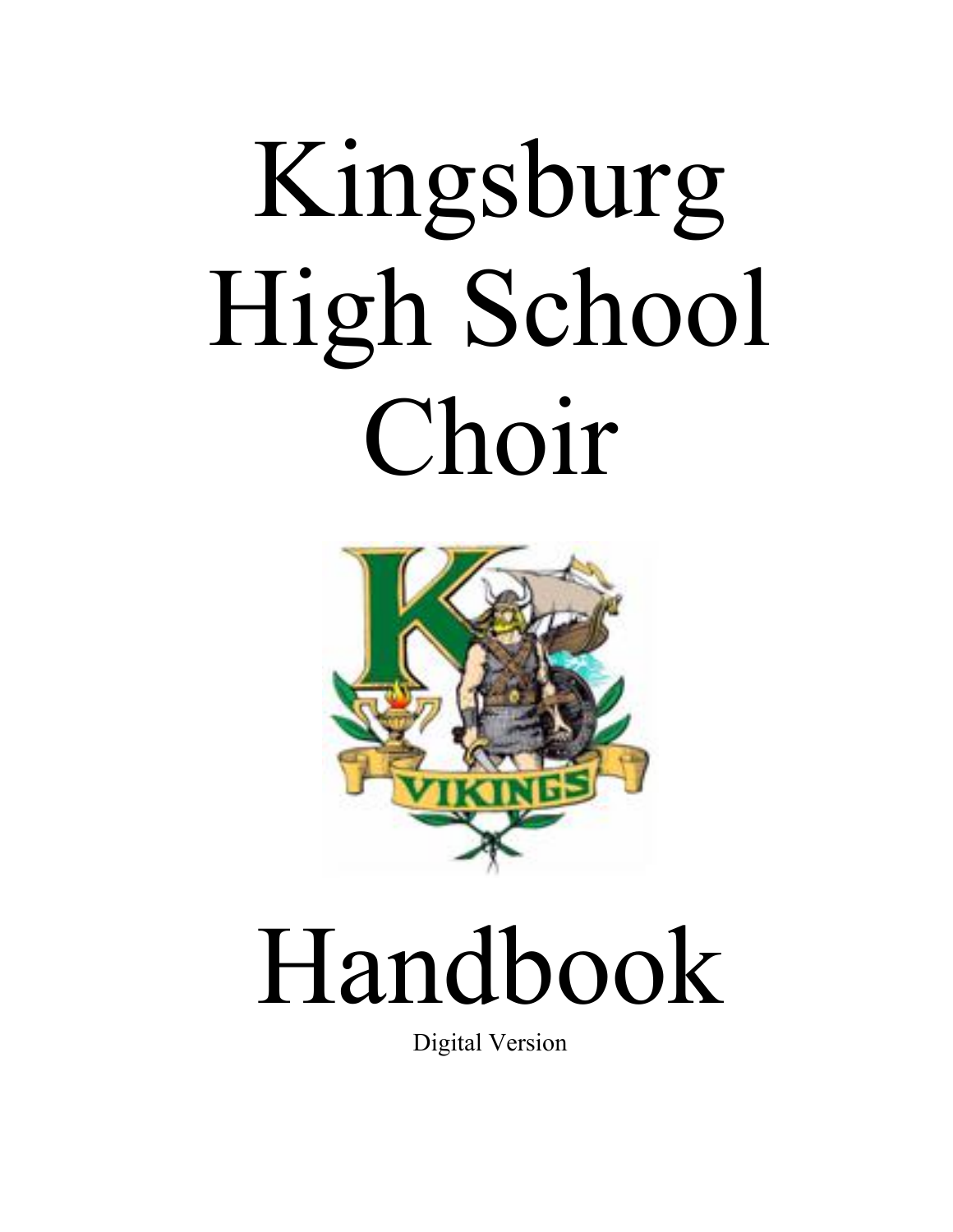# Kingsburg High School Choir

# Handbook

Digital Version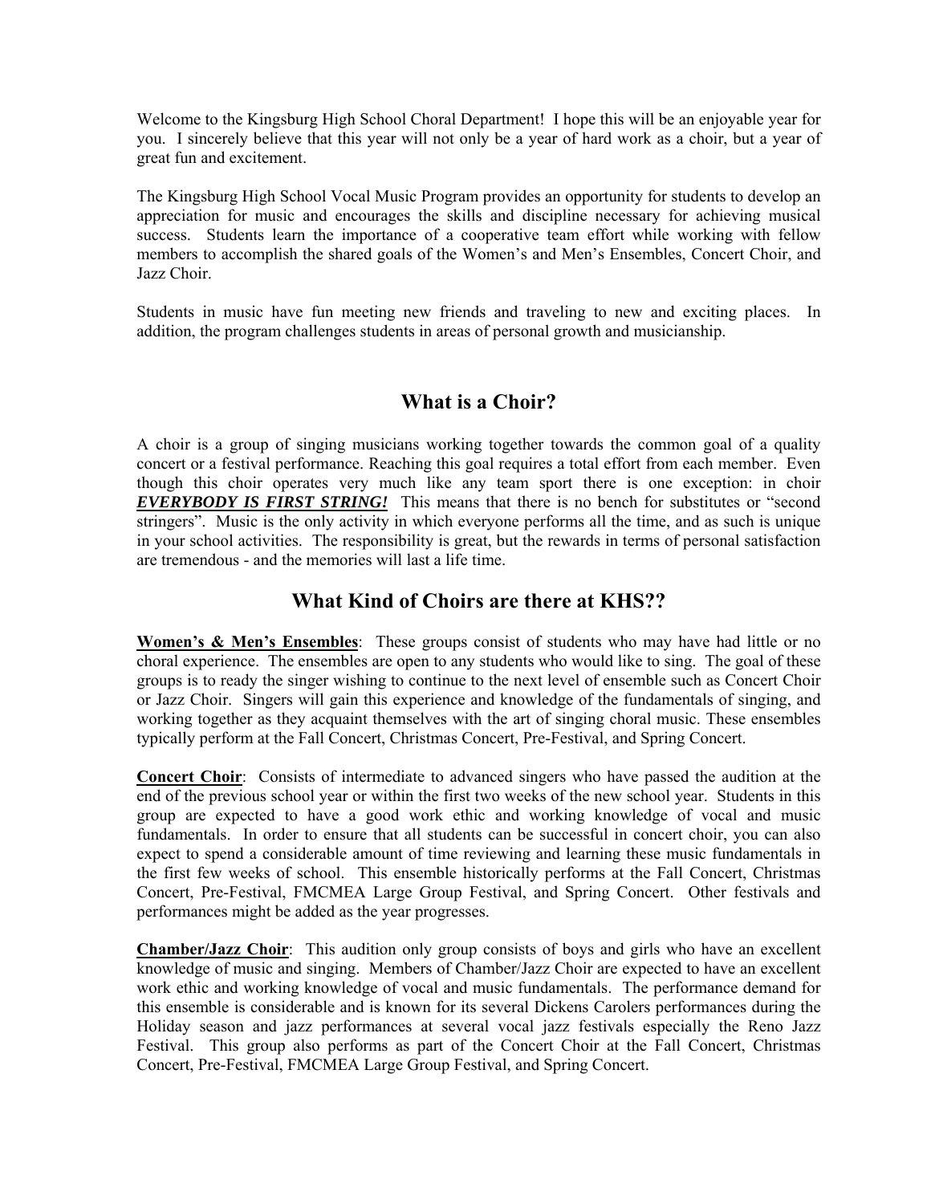Welcome to the Kingsburg High School Choral Department! I hope this will be an enjoyable year for you. I sincerely believe that this year will not only be a year of hard work as a choir, but a year of great fun and excitement.

The Kingsburg High School Vocal Music Program provides an opportunity for students to develop an appreciation for music and encourages the skills and discipline necessary for achieving musical success. Students learn the importance of a cooperative team effort while working with fellow members to accomplish the shared goals of the Women's and Men's Ensembles, Concert Choir, and Jazz Choir.

Students in music have fun meeting new friends and traveling to new and exciting places. In addition, the program challenges students in areas of personal growth and musicianship.

## What is a Choir?

A choir is a group of singing musicians working together towards the common goal of a quality concert or a festival performance. Reaching this goal requires a total effort from each member. Even though this choir operates very much like any team sport there is one exception: in choir ***<u>EVERYBODY IS FIRST STRING!</u>*** This means that there is no bench for substitutes or "second stringers". Music is the only activity in which everyone performs all the time, and as such is unique in your school activities. The responsibility is great, but the rewards in terms of personal satisfaction are tremendous - and the memories will last a life time.

## What Kind of Choirs are there at KHS??

**<u>Women's & Men's Ensembles</u>**: These groups consist of students who may have had little or no choral experience. The ensembles are open to any students who would like to sing. The goal of these groups is to ready the singer wishing to continue to the next level of ensemble such as Concert Choir or Jazz Choir. Singers will gain this experience and knowledge of the fundamentals of singing, and working together as they acquaint themselves with the art of singing choral music. These ensembles typically perform at the Fall Concert, Christmas Concert, Pre-Festival, and Spring Concert.

**<u>Concert Choir</u>**: Consists of intermediate to advanced singers who have passed the audition at the end of the previous school year or within the first two weeks of the new school year. Students in this group are expected to have a good work ethic and working knowledge of vocal and music fundamentals. In order to ensure that all students can be successful in concert choir, you can also expect to spend a considerable amount of time reviewing and learning these music fundamentals in the first few weeks of school. This ensemble historically performs at the Fall Concert, Christmas Concert, Pre-Festival, FMCMEA Large Group Festival, and Spring Concert. Other festivals and performances might be added as the year progresses.

**<u>Chamber/Jazz Choir</u>**: This audition only group consists of boys and girls who have an excellent knowledge of music and singing. Members of Chamber/Jazz Choir are expected to have an excellent work ethic and working knowledge of vocal and music fundamentals. The performance demand for this ensemble is considerable and is known for its several Dickens Carolers performances during the Holiday season and jazz performances at several vocal jazz festivals especially the Reno Jazz Festival. This group also performs as part of the Concert Choir at the Fall Concert, Christmas Concert, Pre-Festival, FMCMEA Large Group Festival, and Spring Concert.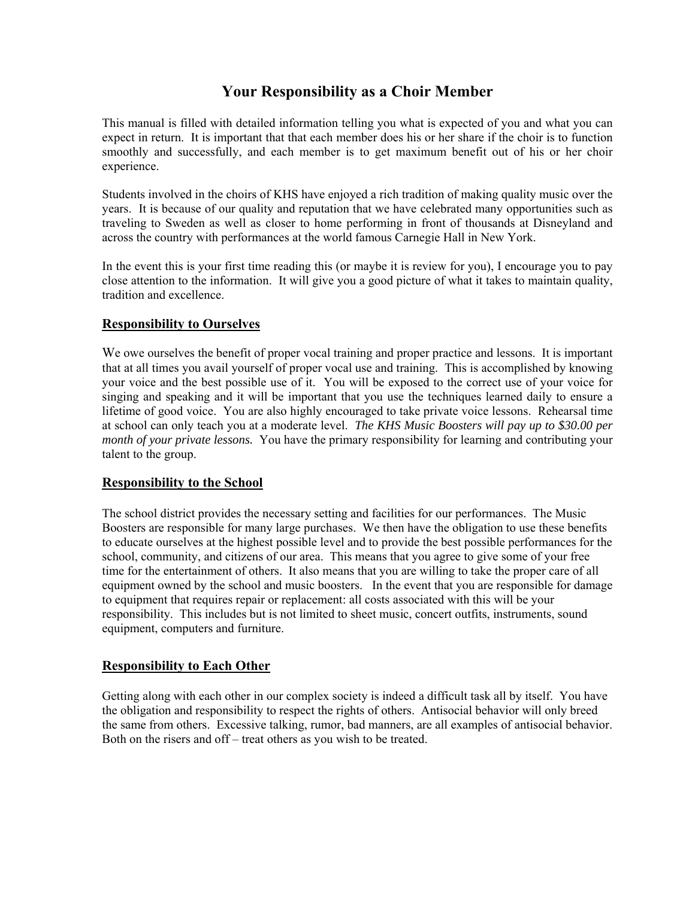# Your Responsibility as a Choir Member

This manual is filled with detailed information telling you what is expected of you and what you can expect in return. It is important that that each member does his or her share if the choir is to function smoothly and successfully, and each member is to get maximum benefit out of his or her choir experience.

Students involved in the choirs of KHS have enjoyed a rich tradition of making quality music over the years. It is because of our quality and reputation that we have celebrated many opportunities such as traveling to Sweden as well as closer to home performing in front of thousands at Disneyland and across the country with performances at the world famous Carnegie Hall in New York.

In the event this is your first time reading this (or maybe it is review for you), I encourage you to pay close attention to the information. It will give you a good picture of what it takes to maintain quality, tradition and excellence.

## Responsibility to Ourselves

We owe ourselves the benefit of proper vocal training and proper practice and lessons. It is important that at all times you avail yourself of proper vocal use and training. This is accomplished by knowing your voice and the best possible use of it. You will be exposed to the correct use of your voice for singing and speaking and it will be important that you use the techniques learned daily to ensure a lifetime of good voice. You are also highly encouraged to take private voice lessons. Rehearsal time at school can only teach you at a moderate level. *The KHS Music Boosters will pay up to $30.00 per month of your private lessons.* You have the primary responsibility for learning and contributing your talent to the group.

## Responsibility to the School

The school district provides the necessary setting and facilities for our performances. The Music Boosters are responsible for many large purchases. We then have the obligation to use these benefits to educate ourselves at the highest possible level and to provide the best possible performances for the school, community, and citizens of our area. This means that you agree to give some of your free time for the entertainment of others. It also means that you are willing to take the proper care of all equipment owned by the school and music boosters. In the event that you are responsible for damage to equipment that requires repair or replacement: all costs associated with this will be your responsibility. This includes but is not limited to sheet music, concert outfits, instruments, sound equipment, computers and furniture.

## Responsibility to Each Other

Getting along with each other in our complex society is indeed a difficult task all by itself. You have the obligation and responsibility to respect the rights of others. Antisocial behavior will only breed the same from others. Excessive talking, rumor, bad manners, are all examples of antisocial behavior. Both on the risers and off – treat others as you wish to be treated.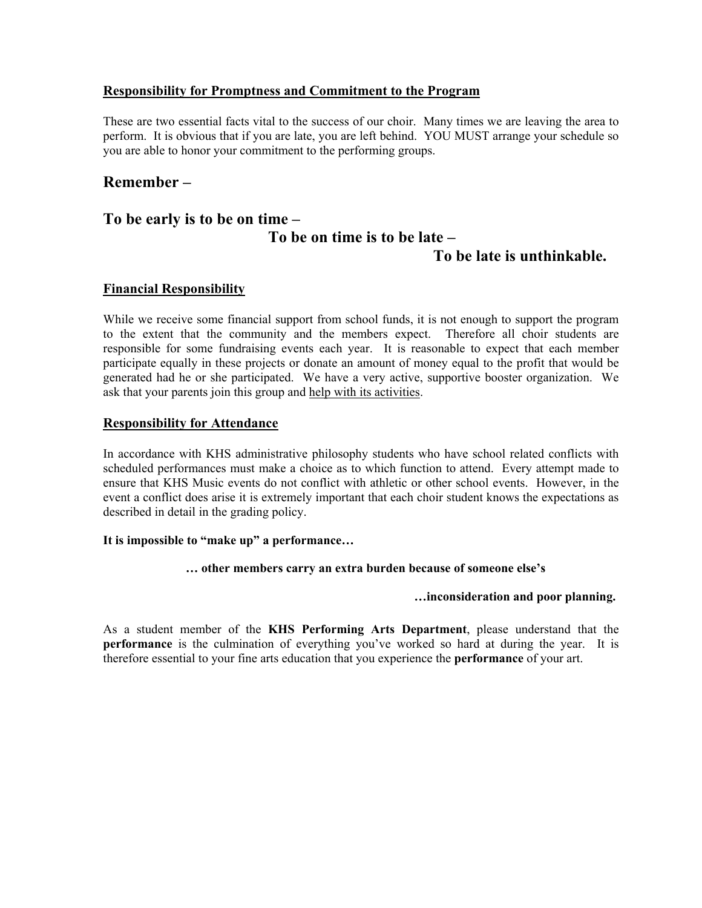**Responsibility for Promptness and Commitment to the Program**

These are two essential facts vital to the success of our choir. Many times we are leaving the area to perform. It is obvious that if you are late, you are left behind. YOU MUST arrange your schedule so you are able to honor your commitment to the performing groups.

## Remember –

## To be early is to be on time –

## To be on time is to be late –

## To be late is unthinkable.

**Financial Responsibility**

While we receive some financial support from school funds, it is not enough to support the program to the extent that the community and the members expect. Therefore all choir students are responsible for some fundraising events each year. It is reasonable to expect that each member participate equally in these projects or donate an amount of money equal to the profit that would be generated had he or she participated. We have a very active, supportive booster organization. We ask that your parents join this group and help with its activities.

**Responsibility for Attendance**

In accordance with KHS administrative philosophy students who have school related conflicts with scheduled performances must make a choice as to which function to attend. Every attempt made to ensure that KHS Music events do not conflict with athletic or other school events. However, in the event a conflict does arise it is extremely important that each choir student knows the expectations as described in detail in the grading policy.

**It is impossible to "make up" a performance…**

**… other members carry an extra burden because of someone else's**

**…inconsideration and poor planning.**

As a student member of the **KHS Performing Arts Department**, please understand that the **performance** is the culmination of everything you've worked so hard at during the year. It is therefore essential to your fine arts education that you experience the **performance** of your art.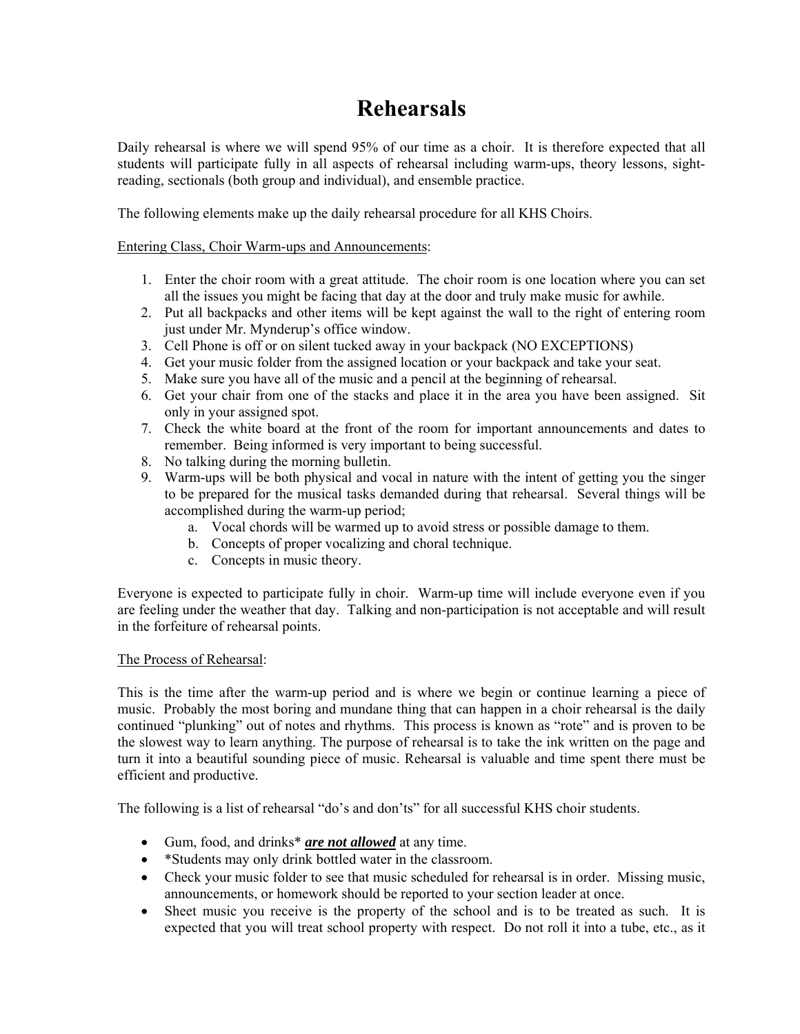# Rehearsals

Daily rehearsal is where we will spend 95% of our time as a choir. It is therefore expected that all students will participate fully in all aspects of rehearsal including warm-ups, theory lessons, sight-reading, sectionals (both group and individual), and ensemble practice.

The following elements make up the daily rehearsal procedure for all KHS Choirs.

<u>Entering Class, Choir Warm-ups and Announcements</u>:

1. Enter the choir room with a great attitude. The choir room is one location where you can set all the issues you might be facing that day at the door and truly make music for awhile.
2. Put all backpacks and other items will be kept against the wall to the right of entering room just under Mr. Mynderup's office window.
3. Cell Phone is off or on silent tucked away in your backpack (NO EXCEPTIONS)
4. Get your music folder from the assigned location or your backpack and take your seat.
5. Make sure you have all of the music and a pencil at the beginning of rehearsal.
6. Get your chair from one of the stacks and place it in the area you have been assigned. Sit only in your assigned spot.
7. Check the white board at the front of the room for important announcements and dates to remember. Being informed is very important to being successful.
8. No talking during the morning bulletin.
9. Warm-ups will be both physical and vocal in nature with the intent of getting you the singer to be prepared for the musical tasks demanded during that rehearsal. Several things will be accomplished during the warm-up period;
   a. Vocal chords will be warmed up to avoid stress or possible damage to them.
   b. Concepts of proper vocalizing and choral technique.
   c. Concepts in music theory.

Everyone is expected to participate fully in choir. Warm-up time will include everyone even if you are feeling under the weather that day. Talking and non-participation is not acceptable and will result in the forfeiture of rehearsal points.

<u>The Process of Rehearsal</u>:

This is the time after the warm-up period and is where we begin or continue learning a piece of music. Probably the most boring and mundane thing that can happen in a choir rehearsal is the daily continued "plunking" out of notes and rhythms. This process is known as "rote" and is proven to be the slowest way to learn anything. The purpose of rehearsal is to take the ink written on the page and turn it into a beautiful sounding piece of music. Rehearsal is valuable and time spent there must be efficient and productive.

The following is a list of rehearsal "do's and don'ts" for all successful KHS choir students.

- Gum, food, and drinks* ***<u>are not allowed</u>*** at any time.
- *Students may only drink bottled water in the classroom.
- Check your music folder to see that music scheduled for rehearsal is in order. Missing music, announcements, or homework should be reported to your section leader at once.
- Sheet music you receive is the property of the school and is to be treated as such. It is expected that you will treat school property with respect. Do not roll it into a tube, etc., as it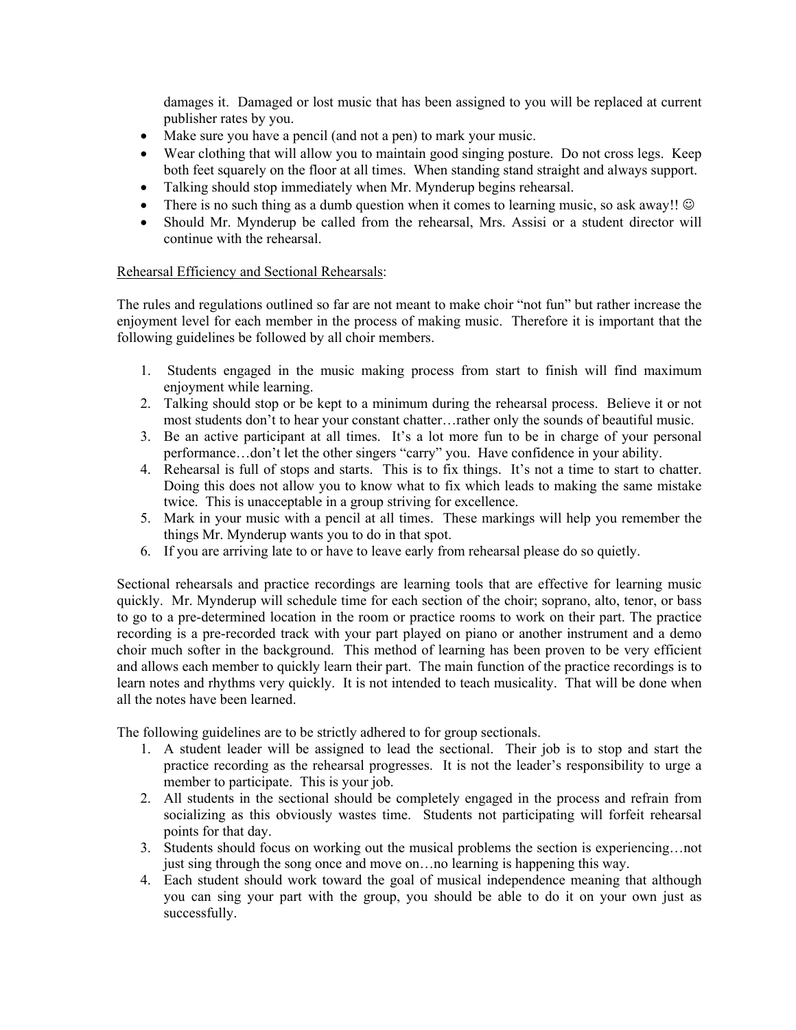damages it. Damaged or lost music that has been assigned to you will be replaced at current publisher rates by you.

- Make sure you have a pencil (and not a pen) to mark your music.
- Wear clothing that will allow you to maintain good singing posture. Do not cross legs. Keep both feet squarely on the floor at all times. When standing stand straight and always support.
- Talking should stop immediately when Mr. Mynderup begins rehearsal.
- There is no such thing as a dumb question when it comes to learning music, so ask away!! ☺
- Should Mr. Mynderup be called from the rehearsal, Mrs. Assisi or a student director will continue with the rehearsal.

<u>Rehearsal Efficiency and Sectional Rehearsals</u>:

The rules and regulations outlined so far are not meant to make choir "not fun" but rather increase the enjoyment level for each member in the process of making music. Therefore it is important that the following guidelines be followed by all choir members.

1. Students engaged in the music making process from start to finish will find maximum enjoyment while learning.
2. Talking should stop or be kept to a minimum during the rehearsal process. Believe it or not most students don't to hear your constant chatter…rather only the sounds of beautiful music.
3. Be an active participant at all times. It's a lot more fun to be in charge of your personal performance…don't let the other singers "carry" you. Have confidence in your ability.
4. Rehearsal is full of stops and starts. This is to fix things. It's not a time to start to chatter. Doing this does not allow you to know what to fix which leads to making the same mistake twice. This is unacceptable in a group striving for excellence.
5. Mark in your music with a pencil at all times. These markings will help you remember the things Mr. Mynderup wants you to do in that spot.
6. If you are arriving late to or have to leave early from rehearsal please do so quietly.

Sectional rehearsals and practice recordings are learning tools that are effective for learning music quickly. Mr. Mynderup will schedule time for each section of the choir; soprano, alto, tenor, or bass to go to a pre-determined location in the room or practice rooms to work on their part. The practice recording is a pre-recorded track with your part played on piano or another instrument and a demo choir much softer in the background. This method of learning has been proven to be very efficient and allows each member to quickly learn their part. The main function of the practice recordings is to learn notes and rhythms very quickly. It is not intended to teach musicality. That will be done when all the notes have been learned.

The following guidelines are to be strictly adhered to for group sectionals.

1. A student leader will be assigned to lead the sectional. Their job is to stop and start the practice recording as the rehearsal progresses. It is not the leader's responsibility to urge a member to participate. This is your job.
2. All students in the sectional should be completely engaged in the process and refrain from socializing as this obviously wastes time. Students not participating will forfeit rehearsal points for that day.
3. Students should focus on working out the musical problems the section is experiencing…not just sing through the song once and move on…no learning is happening this way.
4. Each student should work toward the goal of musical independence meaning that although you can sing your part with the group, you should be able to do it on your own just as successfully.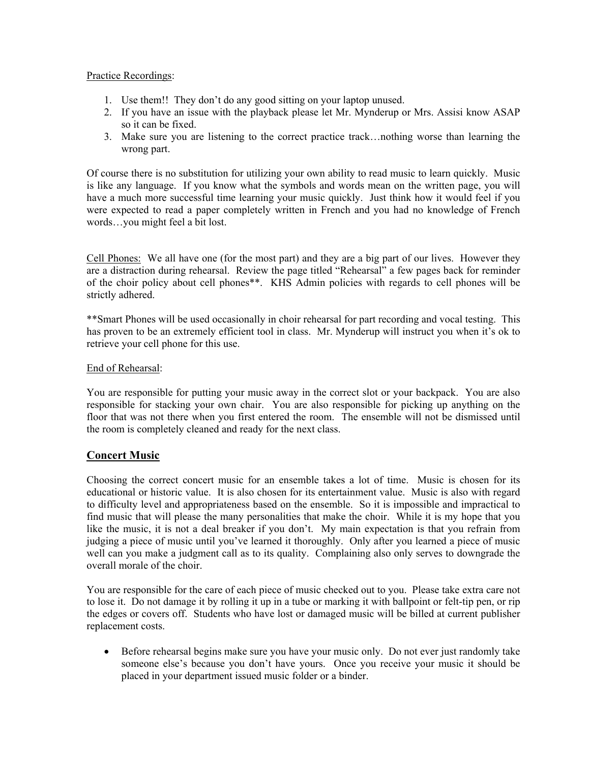Practice Recordings:

1. Use them!! They don't do any good sitting on your laptop unused.
2. If you have an issue with the playback please let Mr. Mynderup or Mrs. Assisi know ASAP so it can be fixed.
3. Make sure you are listening to the correct practice track…nothing worse than learning the wrong part.

Of course there is no substitution for utilizing your own ability to read music to learn quickly. Music is like any language. If you know what the symbols and words mean on the written page, you will have a much more successful time learning your music quickly. Just think how it would feel if you were expected to read a paper completely written in French and you had no knowledge of French words…you might feel a bit lost.

Cell Phones: We all have one (for the most part) and they are a big part of our lives. However they are a distraction during rehearsal. Review the page titled "Rehearsal" a few pages back for reminder of the choir policy about cell phones**. KHS Admin policies with regards to cell phones will be strictly adhered.

**Smart Phones will be used occasionally in choir rehearsal for part recording and vocal testing. This has proven to be an extremely efficient tool in class. Mr. Mynderup will instruct you when it's ok to retrieve your cell phone for this use.

End of Rehearsal:

You are responsible for putting your music away in the correct slot or your backpack. You are also responsible for stacking your own chair. You are also responsible for picking up anything on the floor that was not there when you first entered the room. The ensemble will not be dismissed until the room is completely cleaned and ready for the next class.

## Concert Music

Choosing the correct concert music for an ensemble takes a lot of time. Music is chosen for its educational or historic value. It is also chosen for its entertainment value. Music is also with regard to difficulty level and appropriateness based on the ensemble. So it is impossible and impractical to find music that will please the many personalities that make the choir. While it is my hope that you like the music, it is not a deal breaker if you don't. My main expectation is that you refrain from judging a piece of music until you've learned it thoroughly. Only after you learned a piece of music well can you make a judgment call as to its quality. Complaining also only serves to downgrade the overall morale of the choir.

You are responsible for the care of each piece of music checked out to you. Please take extra care not to lose it. Do not damage it by rolling it up in a tube or marking it with ballpoint or felt-tip pen, or rip the edges or covers off. Students who have lost or damaged music will be billed at current publisher replacement costs.

- Before rehearsal begins make sure you have your music only. Do not ever just randomly take someone else's because you don't have yours. Once you receive your music it should be placed in your department issued music folder or a binder.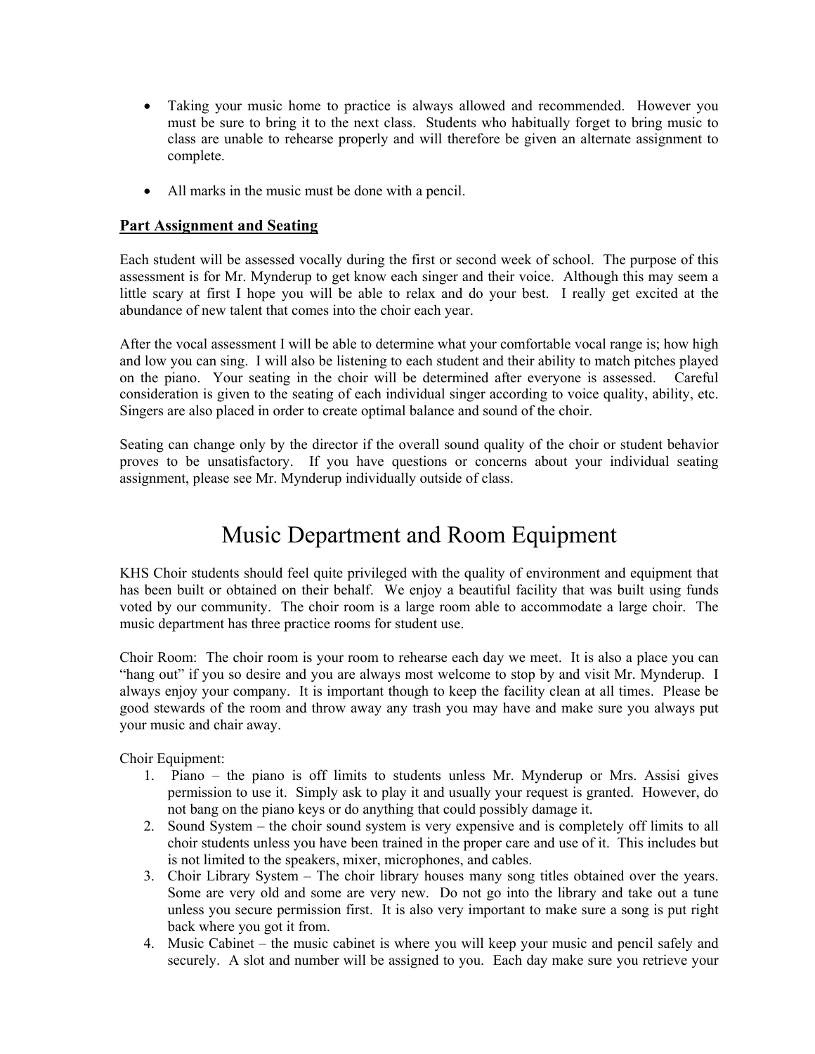- Taking your music home to practice is always allowed and recommended. However you must be sure to bring it to the next class. Students who habitually forget to bring music to class are unable to rehearse properly and will therefore be given an alternate assignment to complete.

- All marks in the music must be done with a pencil.

**Part Assignment and Seating**

Each student will be assessed vocally during the first or second week of school. The purpose of this assessment is for Mr. Mynderup to get know each singer and their voice. Although this may seem a little scary at first I hope you will be able to relax and do your best. I really get excited at the abundance of new talent that comes into the choir each year.

After the vocal assessment I will be able to determine what your comfortable vocal range is; how high and low you can sing. I will also be listening to each student and their ability to match pitches played on the piano. Your seating in the choir will be determined after everyone is assessed. Careful consideration is given to the seating of each individual singer according to voice quality, ability, etc. Singers are also placed in order to create optimal balance and sound of the choir.

Seating can change only by the director if the overall sound quality of the choir or student behavior proves to be unsatisfactory. If you have questions or concerns about your individual seating assignment, please see Mr. Mynderup individually outside of class.

# Music Department and Room Equipment

KHS Choir students should feel quite privileged with the quality of environment and equipment that has been built or obtained on their behalf. We enjoy a beautiful facility that was built using funds voted by our community. The choir room is a large room able to accommodate a large choir. The music department has three practice rooms for student use.

Choir Room: The choir room is your room to rehearse each day we meet. It is also a place you can "hang out" if you so desire and you are always most welcome to stop by and visit Mr. Mynderup. I always enjoy your company. It is important though to keep the facility clean at all times. Please be good stewards of the room and throw away any trash you may have and make sure you always put your music and chair away.

Choir Equipment:

1. Piano – the piano is off limits to students unless Mr. Mynderup or Mrs. Assisi gives permission to use it. Simply ask to play it and usually your request is granted. However, do not bang on the piano keys or do anything that could possibly damage it.
2. Sound System – the choir sound system is very expensive and is completely off limits to all choir students unless you have been trained in the proper care and use of it. This includes but is not limited to the speakers, mixer, microphones, and cables.
3. Choir Library System – The choir library houses many song titles obtained over the years. Some are very old and some are very new. Do not go into the library and take out a tune unless you secure permission first. It is also very important to make sure a song is put right back where you got it from.
4. Music Cabinet – the music cabinet is where you will keep your music and pencil safely and securely. A slot and number will be assigned to you. Each day make sure you retrieve your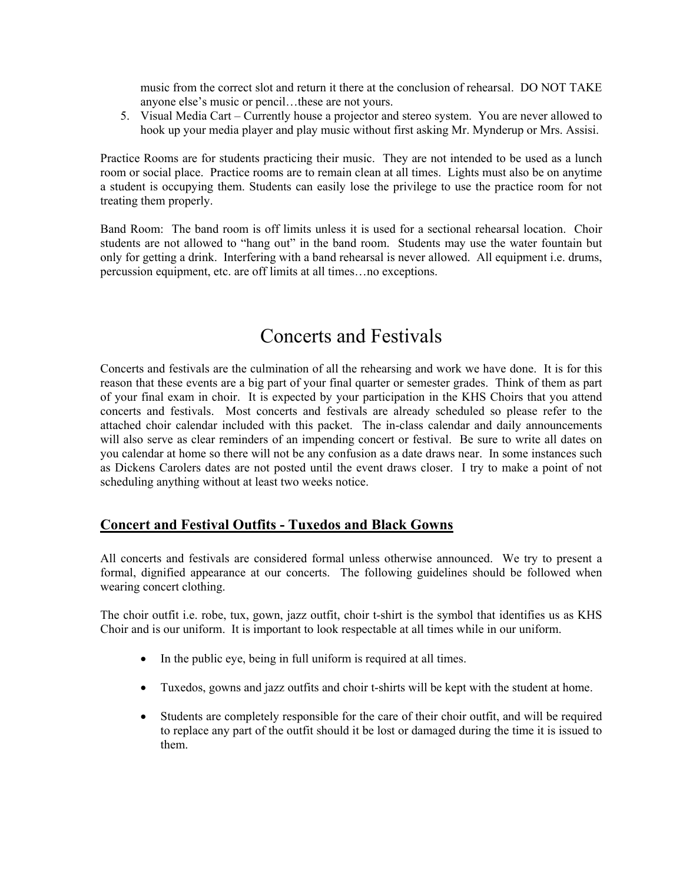music from the correct slot and return it there at the conclusion of rehearsal. DO NOT TAKE anyone else's music or pencil…these are not yours.

5. Visual Media Cart – Currently house a projector and stereo system. You are never allowed to hook up your media player and play music without first asking Mr. Mynderup or Mrs. Assisi.

Practice Rooms are for students practicing their music. They are not intended to be used as a lunch room or social place. Practice rooms are to remain clean at all times. Lights must also be on anytime a student is occupying them. Students can easily lose the privilege to use the practice room for not treating them properly.

Band Room: The band room is off limits unless it is used for a sectional rehearsal location. Choir students are not allowed to "hang out" in the band room. Students may use the water fountain but only for getting a drink. Interfering with a band rehearsal is never allowed. All equipment i.e. drums, percussion equipment, etc. are off limits at all times…no exceptions.

# Concerts and Festivals

Concerts and festivals are the culmination of all the rehearsing and work we have done. It is for this reason that these events are a big part of your final quarter or semester grades. Think of them as part of your final exam in choir. It is expected by your participation in the KHS Choirs that you attend concerts and festivals. Most concerts and festivals are already scheduled so please refer to the attached choir calendar included with this packet. The in-class calendar and daily announcements will also serve as clear reminders of an impending concert or festival. Be sure to write all dates on you calendar at home so there will not be any confusion as a date draws near. In some instances such as Dickens Carolers dates are not posted until the event draws closer. I try to make a point of not scheduling anything without at least two weeks notice.

## **Concert and Festival Outfits - Tuxedos and Black Gowns**

All concerts and festivals are considered formal unless otherwise announced. We try to present a formal, dignified appearance at our concerts. The following guidelines should be followed when wearing concert clothing.

The choir outfit i.e. robe, tux, gown, jazz outfit, choir t-shirt is the symbol that identifies us as KHS Choir and is our uniform. It is important to look respectable at all times while in our uniform.

- In the public eye, being in full uniform is required at all times.
- Tuxedos, gowns and jazz outfits and choir t-shirts will be kept with the student at home.
- Students are completely responsible for the care of their choir outfit, and will be required to replace any part of the outfit should it be lost or damaged during the time it is issued to them.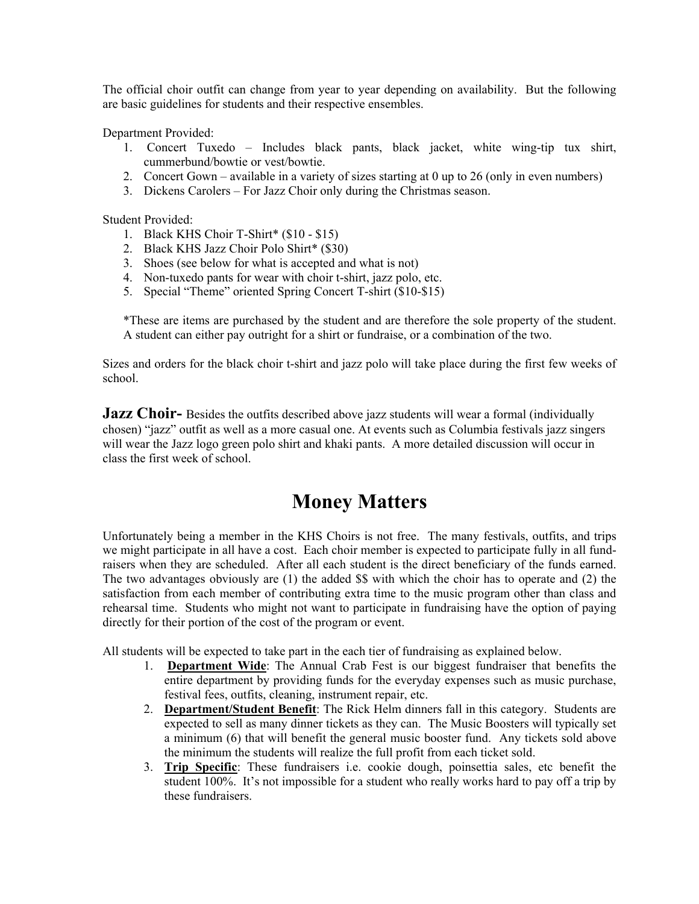The official choir outfit can change from year to year depending on availability. But the following are basic guidelines for students and their respective ensembles.

Department Provided:

1. Concert Tuxedo – Includes black pants, black jacket, white wing-tip tux shirt, cummerbund/bowtie or vest/bowtie.
2. Concert Gown – available in a variety of sizes starting at 0 up to 26 (only in even numbers)
3. Dickens Carolers – For Jazz Choir only during the Christmas season.

Student Provided:

1. Black KHS Choir T-Shirt* ($10 - $15)
2. Black KHS Jazz Choir Polo Shirt* ($30)
3. Shoes (see below for what is accepted and what is not)
4. Non-tuxedo pants for wear with choir t-shirt, jazz polo, etc.
5. Special "Theme" oriented Spring Concert T-shirt ($10-$15)

*These are items are purchased by the student and are therefore the sole property of the student. A student can either pay outright for a shirt or fundraise, or a combination of the two.

Sizes and orders for the black choir t-shirt and jazz polo will take place during the first few weeks of school.

**Jazz Choir-** Besides the outfits described above jazz students will wear a formal (individually chosen) "jazz" outfit as well as a more casual one. At events such as Columbia festivals jazz singers will wear the Jazz logo green polo shirt and khaki pants. A more detailed discussion will occur in class the first week of school.

# Money Matters

Unfortunately being a member in the KHS Choirs is not free. The many festivals, outfits, and trips we might participate in all have a cost. Each choir member is expected to participate fully in all fund-raisers when they are scheduled. After all each student is the direct beneficiary of the funds earned. The two advantages obviously are (1) the added $$ with which the choir has to operate and (2) the satisfaction from each member of contributing extra time to the music program other than class and rehearsal time. Students who might not want to participate in fundraising have the option of paying directly for their portion of the cost of the program or event.

All students will be expected to take part in the each tier of fundraising as explained below.

1. **Department Wide**: The Annual Crab Fest is our biggest fundraiser that benefits the entire department by providing funds for the everyday expenses such as music purchase, festival fees, outfits, cleaning, instrument repair, etc.
2. **Department/Student Benefit**: The Rick Helm dinners fall in this category. Students are expected to sell as many dinner tickets as they can. The Music Boosters will typically set a minimum (6) that will benefit the general music booster fund. Any tickets sold above the minimum the students will realize the full profit from each ticket sold.
3. **Trip Specific**: These fundraisers i.e. cookie dough, poinsettia sales, etc benefit the student 100%. It's not impossible for a student who really works hard to pay off a trip by these fundraisers.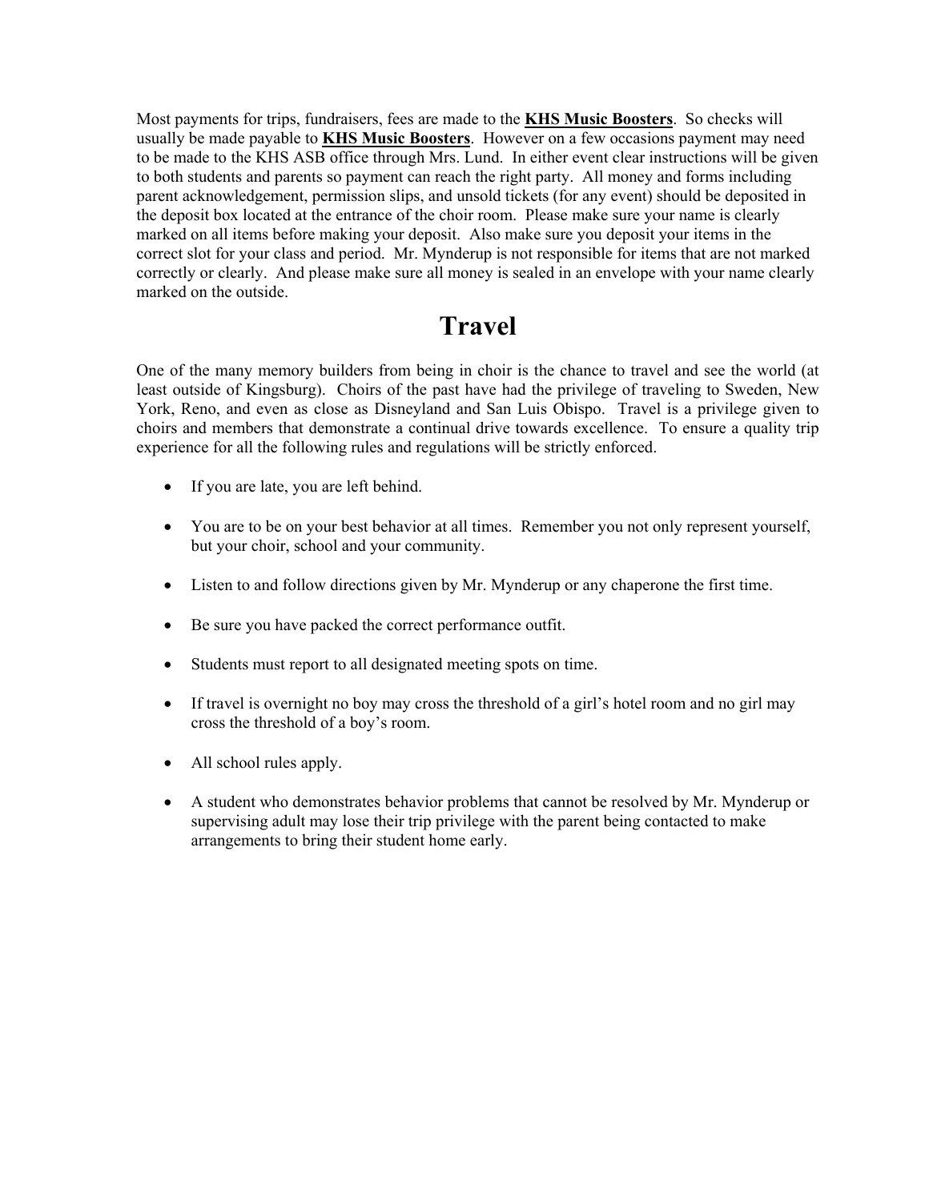Most payments for trips, fundraisers, fees are made to the **KHS Music Boosters**. So checks will usually be made payable to **KHS Music Boosters**. However on a few occasions payment may need to be made to the KHS ASB office through Mrs. Lund. In either event clear instructions will be given to both students and parents so payment can reach the right party. All money and forms including parent acknowledgement, permission slips, and unsold tickets (for any event) should be deposited in the deposit box located at the entrance of the choir room. Please make sure your name is clearly marked on all items before making your deposit. Also make sure you deposit your items in the correct slot for your class and period. Mr. Mynderup is not responsible for items that are not marked correctly or clearly. And please make sure all money is sealed in an envelope with your name clearly marked on the outside.

# Travel

One of the many memory builders from being in choir is the chance to travel and see the world (at least outside of Kingsburg). Choirs of the past have had the privilege of traveling to Sweden, New York, Reno, and even as close as Disneyland and San Luis Obispo. Travel is a privilege given to choirs and members that demonstrate a continual drive towards excellence. To ensure a quality trip experience for all the following rules and regulations will be strictly enforced.

- If you are late, you are left behind.
- You are to be on your best behavior at all times. Remember you not only represent yourself, but your choir, school and your community.
- Listen to and follow directions given by Mr. Mynderup or any chaperone the first time.
- Be sure you have packed the correct performance outfit.
- Students must report to all designated meeting spots on time.
- If travel is overnight no boy may cross the threshold of a girl's hotel room and no girl may cross the threshold of a boy's room.
- All school rules apply.
- A student who demonstrates behavior problems that cannot be resolved by Mr. Mynderup or supervising adult may lose their trip privilege with the parent being contacted to make arrangements to bring their student home early.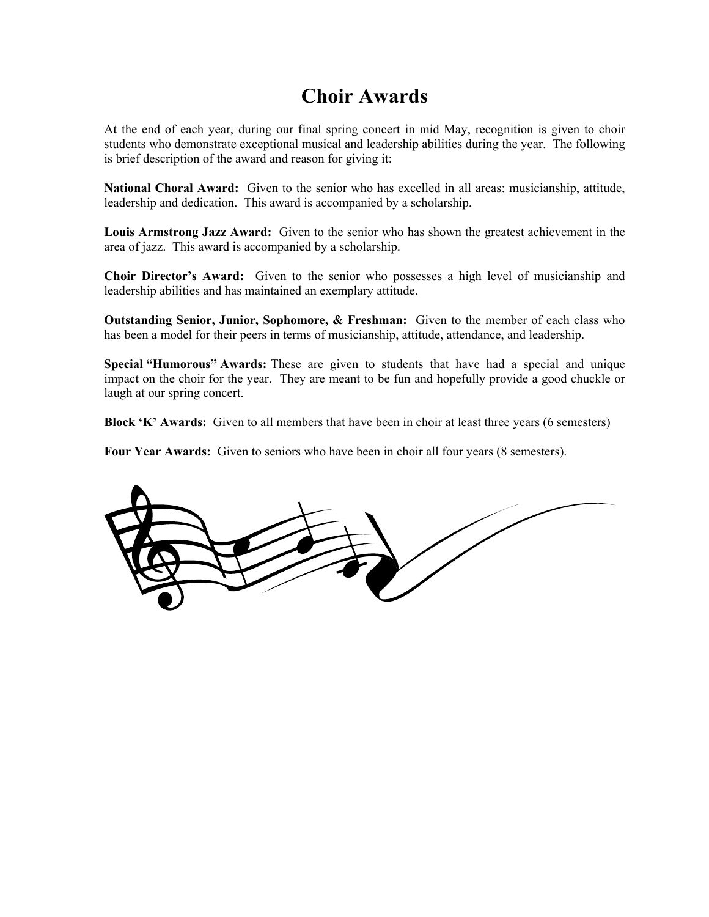# Choir Awards

At the end of each year, during our final spring concert in mid May, recognition is given to choir students who demonstrate exceptional musical and leadership abilities during the year. The following is brief description of the award and reason for giving it:

**National Choral Award:** Given to the senior who has excelled in all areas: musicianship, attitude, leadership and dedication. This award is accompanied by a scholarship.

**Louis Armstrong Jazz Award:** Given to the senior who has shown the greatest achievement in the area of jazz. This award is accompanied by a scholarship.

**Choir Director's Award:** Given to the senior who possesses a high level of musicianship and leadership abilities and has maintained an exemplary attitude.

**Outstanding Senior, Junior, Sophomore, & Freshman:** Given to the member of each class who has been a model for their peers in terms of musicianship, attitude, attendance, and leadership.

**Special "Humorous" Awards:** These are given to students that have had a special and unique impact on the choir for the year. They are meant to be fun and hopefully provide a good chuckle or laugh at our spring concert.

**Block 'K' Awards:** Given to all members that have been in choir at least three years (6 semesters)

**Four Year Awards:** Given to seniors who have been in choir all four years (8 semesters).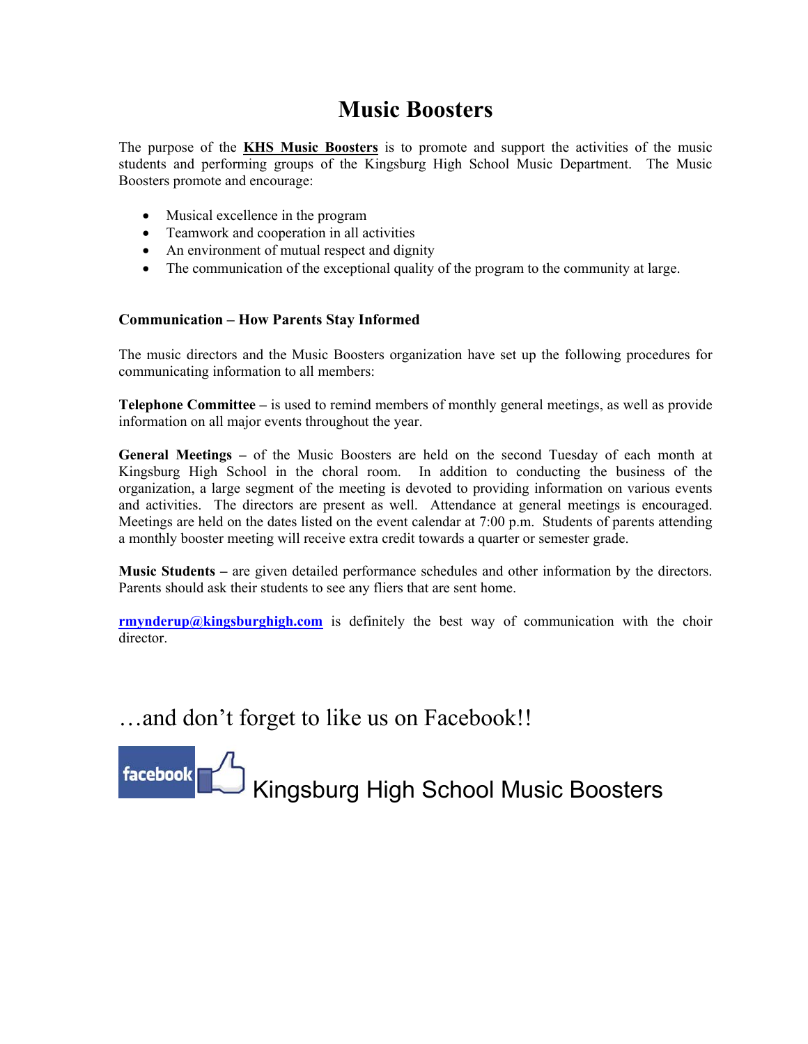# Music Boosters

The purpose of the **KHS Music Boosters** is to promote and support the activities of the music students and performing groups of the Kingsburg High School Music Department. The Music Boosters promote and encourage:

- Musical excellence in the program
- Teamwork and cooperation in all activities
- An environment of mutual respect and dignity
- The communication of the exceptional quality of the program to the community at large.

**Communication – How Parents Stay Informed**

The music directors and the Music Boosters organization have set up the following procedures for communicating information to all members:

**Telephone Committee –** is used to remind members of monthly general meetings, as well as provide information on all major events throughout the year.

**General Meetings –** of the Music Boosters are held on the second Tuesday of each month at Kingsburg High School in the choral room. In addition to conducting the business of the organization, a large segment of the meeting is devoted to providing information on various events and activities. The directors are present as well. Attendance at general meetings is encouraged. Meetings are held on the dates listed on the event calendar at 7:00 p.m. Students of parents attending a monthly booster meeting will receive extra credit towards a quarter or semester grade.

**Music Students –** are given detailed performance schedules and other information by the directors. Parents should ask their students to see any fliers that are sent home.

**rmynderup@kingsburghigh.com** is definitely the best way of communication with the choir director.

…and don't forget to like us on Facebook!!

facebook Kingsburg High School Music Boosters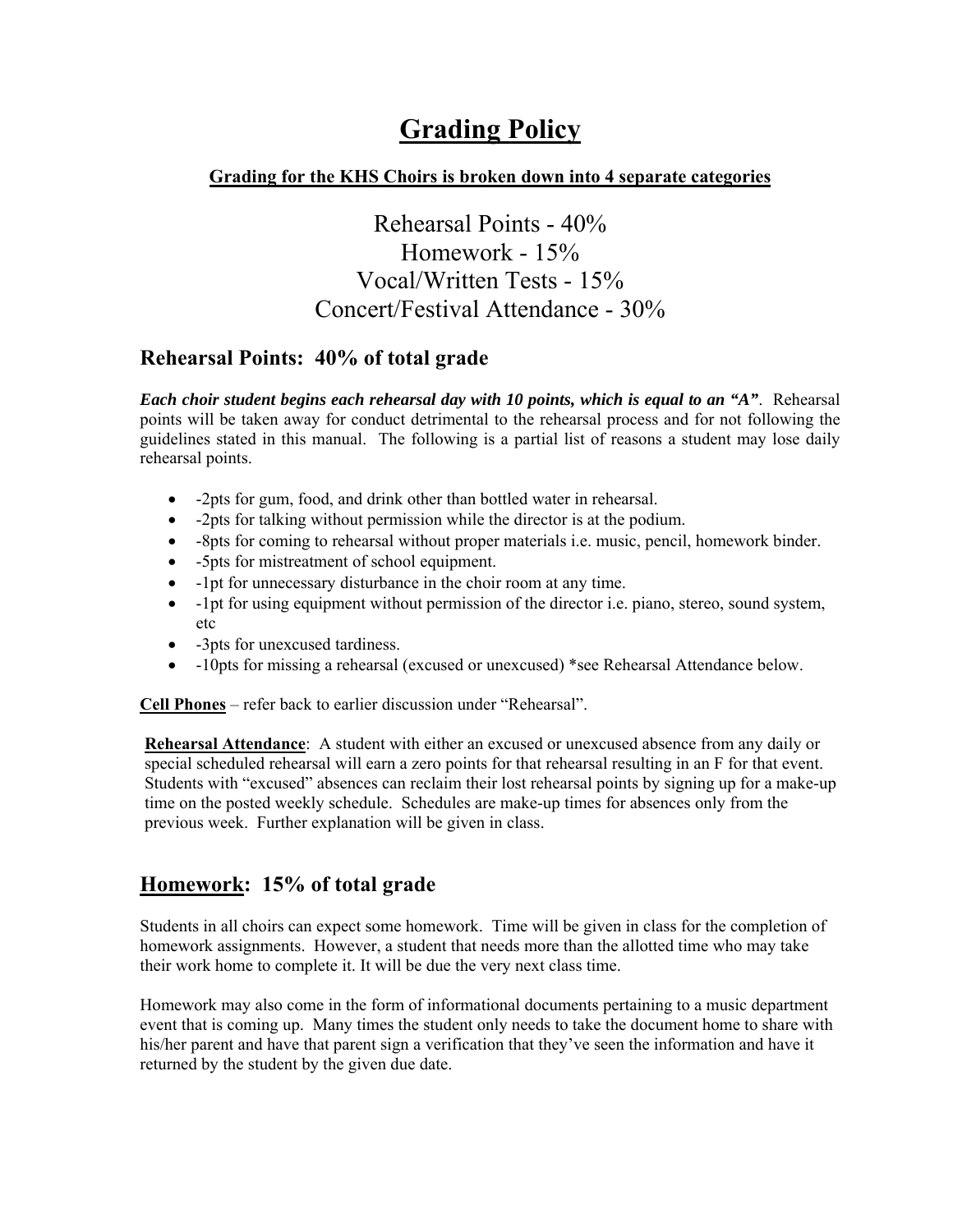# Grading Policy

**Grading for the KHS Choirs is broken down into 4 separate categories**

Rehearsal Points - 40%
Homework - 15%
Vocal/Written Tests - 15%
Concert/Festival Attendance - 30%

## Rehearsal Points: 40% of total grade

***Each choir student begins each rehearsal day with 10 points, which is equal to an "A"***. Rehearsal points will be taken away for conduct detrimental to the rehearsal process and for not following the guidelines stated in this manual. The following is a partial list of reasons a student may lose daily rehearsal points.

- -2pts for gum, food, and drink other than bottled water in rehearsal.
- -2pts for talking without permission while the director is at the podium.
- -8pts for coming to rehearsal without proper materials i.e. music, pencil, homework binder.
- -5pts for mistreatment of school equipment.
- -1pt for unnecessary disturbance in the choir room at any time.
- -1pt for using equipment without permission of the director i.e. piano, stereo, sound system, etc
- -3pts for unexcused tardiness.
- -10pts for missing a rehearsal (excused or unexcused) *see Rehearsal Attendance below.

**Cell Phones** – refer back to earlier discussion under "Rehearsal".

**Rehearsal Attendance**: A student with either an excused or unexcused absence from any daily or special scheduled rehearsal will earn a zero points for that rehearsal resulting in an F for that event. Students with "excused" absences can reclaim their lost rehearsal points by signing up for a make-up time on the posted weekly schedule. Schedules are make-up times for absences only from the previous week. Further explanation will be given in class.

## Homework: 15% of total grade

Students in all choirs can expect some homework. Time will be given in class for the completion of homework assignments. However, a student that needs more than the allotted time who may take their work home to complete it. It will be due the very next class time.

Homework may also come in the form of informational documents pertaining to a music department event that is coming up. Many times the student only needs to take the document home to share with his/her parent and have that parent sign a verification that they've seen the information and have it returned by the student by the given due date.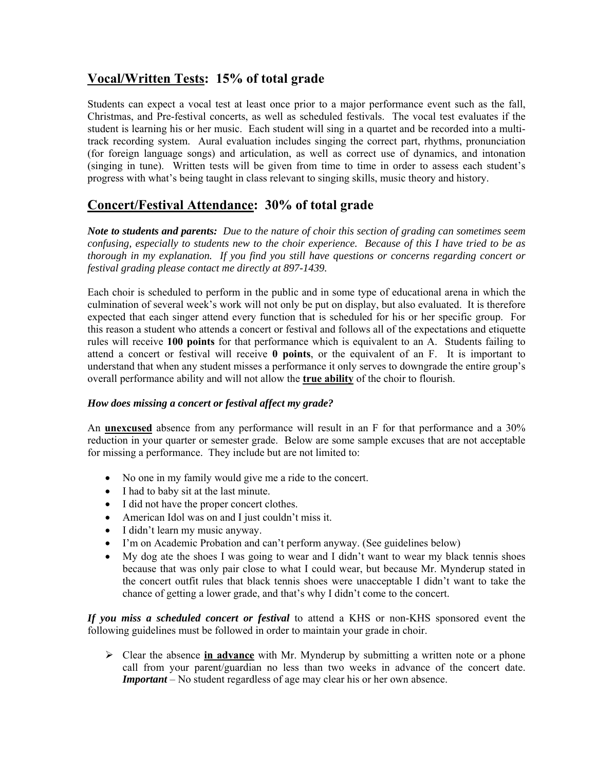## <u>Vocal/Written Tests</u>: 15% of total grade

Students can expect a vocal test at least once prior to a major performance event such as the fall, Christmas, and Pre-festival concerts, as well as scheduled festivals. The vocal test evaluates if the student is learning his or her music. Each student will sing in a quartet and be recorded into a multi-track recording system. Aural evaluation includes singing the correct part, rhythms, pronunciation (for foreign language songs) and articulation, as well as correct use of dynamics, and intonation (singing in tune). Written tests will be given from time to time in order to assess each student's progress with what's being taught in class relevant to singing skills, music theory and history.

## <u>Concert/Festival Attendance</u>: 30% of total grade

***Note to students and parents:*** *Due to the nature of choir this section of grading can sometimes seem confusing, especially to students new to the choir experience. Because of this I have tried to be as thorough in my explanation. If you find you still have questions or concerns regarding concert or festival grading please contact me directly at 897-1439.*

Each choir is scheduled to perform in the public and in some type of educational arena in which the culmination of several week's work will not only be put on display, but also evaluated. It is therefore expected that each singer attend every function that is scheduled for his or her specific group. For this reason a student who attends a concert or festival and follows all of the expectations and etiquette rules will receive **100 points** for that performance which is equivalent to an A. Students failing to attend a concert or festival will receive **0 points**, or the equivalent of an F. It is important to understand that when any student misses a performance it only serves to downgrade the entire group's overall performance ability and will not allow the **<u>true ability</u>** of the choir to flourish.

***How does missing a concert or festival affect my grade?***

An **<u>unexcused</u>** absence from any performance will result in an F for that performance and a 30% reduction in your quarter or semester grade. Below are some sample excuses that are not acceptable for missing a performance. They include but are not limited to:

- No one in my family would give me a ride to the concert.
- I had to baby sit at the last minute.
- I did not have the proper concert clothes.
- American Idol was on and I just couldn't miss it.
- I didn't learn my music anyway.
- I'm on Academic Probation and can't perform anyway. (See guidelines below)
- My dog ate the shoes I was going to wear and I didn't want to wear my black tennis shoes because that was only pair close to what I could wear, but because Mr. Mynderup stated in the concert outfit rules that black tennis shoes were unacceptable I didn't want to take the chance of getting a lower grade, and that's why I didn't come to the concert.

***If you miss a scheduled concert or festival*** to attend a KHS or non-KHS sponsored event the following guidelines must be followed in order to maintain your grade in choir.

- Clear the absence **<u>in advance</u>** with Mr. Mynderup by submitting a written note or a phone call from your parent/guardian no less than two weeks in advance of the concert date. ***Important*** – No student regardless of age may clear his or her own absence.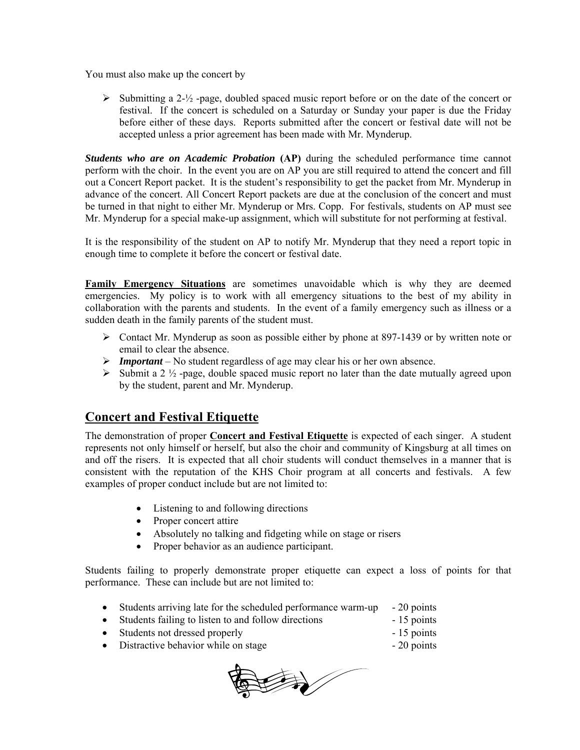You must also make up the concert by

- Submitting a 2-½ -page, doubled spaced music report before or on the date of the concert or festival. If the concert is scheduled on a Saturday or Sunday your paper is due the Friday before either of these days. Reports submitted after the concert or festival date will not be accepted unless a prior agreement has been made with Mr. Mynderup.

***Students who are on Academic Probation*** **(AP)** during the scheduled performance time cannot perform with the choir. In the event you are on AP you are still required to attend the concert and fill out a Concert Report packet. It is the student's responsibility to get the packet from Mr. Mynderup in advance of the concert. All Concert Report packets are due at the conclusion of the concert and must be turned in that night to either Mr. Mynderup or Mrs. Copp. For festivals, students on AP must see Mr. Mynderup for a special make-up assignment, which will substitute for not performing at festival.

It is the responsibility of the student on AP to notify Mr. Mynderup that they need a report topic in enough time to complete it before the concert or festival date.

**Family Emergency Situations** are sometimes unavoidable which is why they are deemed emergencies. My policy is to work with all emergency situations to the best of my ability in collaboration with the parents and students. In the event of a family emergency such as illness or a sudden death in the family parents of the student must.

- Contact Mr. Mynderup as soon as possible either by phone at 897-1439 or by written note or email to clear the absence.
- ***Important*** – No student regardless of age may clear his or her own absence.
- Submit a 2 ½ -page, double spaced music report no later than the date mutually agreed upon by the student, parent and Mr. Mynderup.

## Concert and Festival Etiquette

The demonstration of proper **Concert and Festival Etiquette** is expected of each singer. A student represents not only himself or herself, but also the choir and community of Kingsburg at all times on and off the risers. It is expected that all choir students will conduct themselves in a manner that is consistent with the reputation of the KHS Choir program at all concerts and festivals. A few examples of proper conduct include but are not limited to:

- Listening to and following directions
- Proper concert attire
- Absolutely no talking and fidgeting while on stage or risers
- Proper behavior as an audience participant.

Students failing to properly demonstrate proper etiquette can expect a loss of points for that performance. These can include but are not limited to:

- Students arriving late for the scheduled performance warm-up - 20 points
- Students failing to listen to and follow directions - 15 points
- Students not dressed properly - 15 points
- Distractive behavior while on stage - 20 points